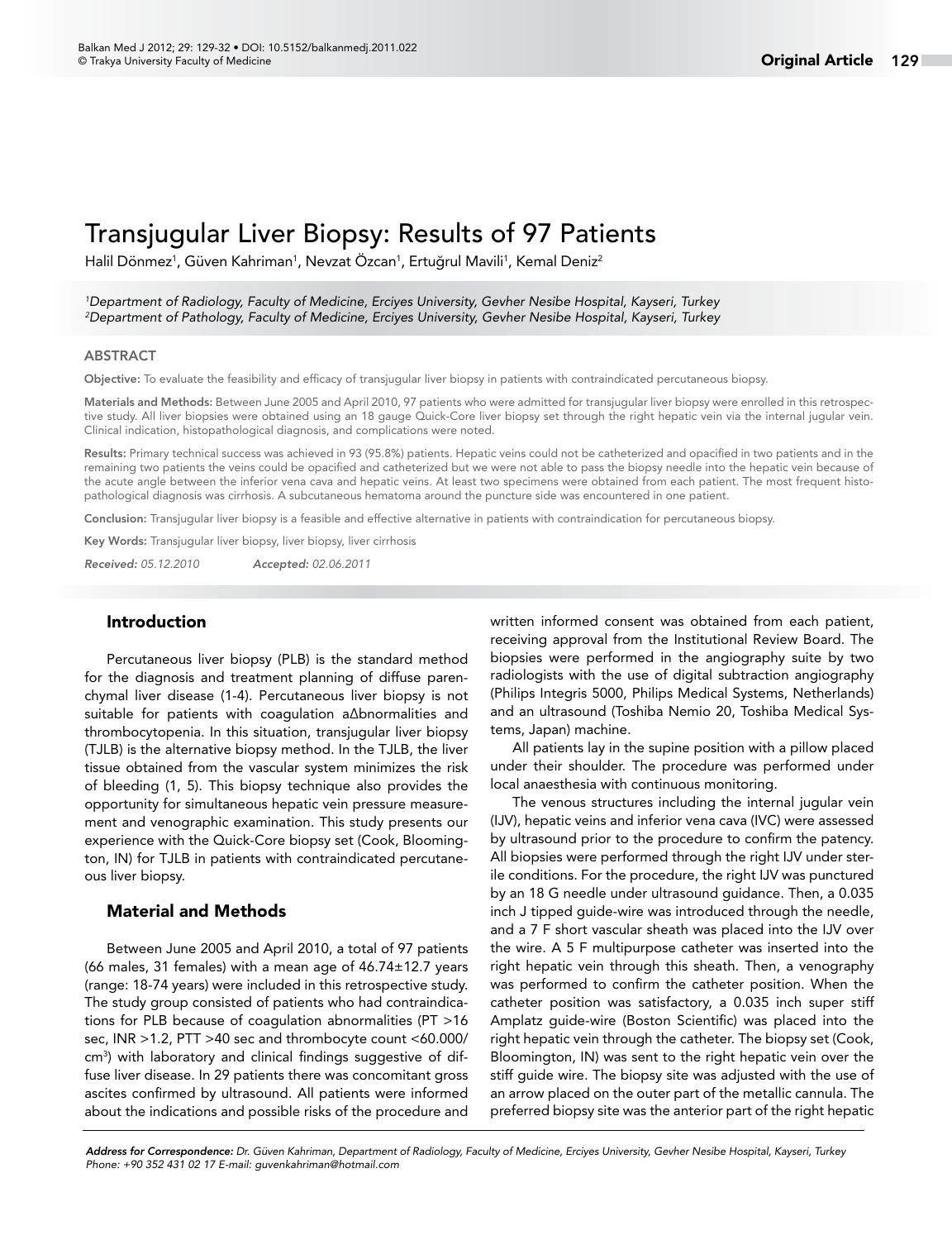# Transjugular Liver Biopsy: Results of 97 Patients

Halil Dönmez[1], Güven Kahriman[1], Nevzat Özcan[1], Ertuğrul Mavili[1], Kemal Deniz[2]

[1]*Department of Radiology, Faculty of Medicine, Erciyes University, Gevher Nesibe Hospital, Kayseri, Turkey*
[2]*Department of Pathology, Faculty of Medicine, Erciyes University, Gevher Nesibe Hospital, Kayseri, Turkey*

## ABSTRACT

**Objective:** To evaluate the feasibility and efficacy of transjugular liver biopsy in patients with contraindicated percutaneous biopsy.

**Materials and Methods:** Between June 2005 and April 2010, 97 patients who were admitted for transjugular liver biopsy were enrolled in this retrospective study. All liver biopsies were obtained using an 18 gauge Quick-Core liver biopsy set through the right hepatic vein via the internal jugular vein. Clinical indication, histopathological diagnosis, and complications were noted.

**Results:** Primary technical success was achieved in 93 (95.8%) patients. Hepatic veins could not be catheterized and opacified in two patients and in the remaining two patients the veins could be opacified and catheterized but we were not able to pass the biopsy needle into the hepatic vein because of the acute angle between the inferior vena cava and hepatic veins. At least two specimens were obtained from each patient. The most frequent histopathological diagnosis was cirrhosis. A subcutaneous hematoma around the puncture side was encountered in one patient.

**Conclusion:** Transjugular liver biopsy is a feasible and effective alternative in patients with contraindication for percutaneous biopsy.

**Key Words:** Transjugular liver biopsy, liver biopsy, liver cirrhosis

*Received: 05.12.2010* *Accepted: 02.06.2011*

## Introduction

Percutaneous liver biopsy (PLB) is the standard method for the diagnosis and treatment planning of diffuse parenchymal liver disease (1-4). Percutaneous liver biopsy is not suitable for patients with coagulation aΔbnormalities and thrombocytopenia. In this situation, transjugular liver biopsy (TJLB) is the alternative biopsy method. In the TJLB, the liver tissue obtained from the vascular system minimizes the risk of bleeding (1, 5). This biopsy technique also provides the opportunity for simultaneous hepatic vein pressure measurement and venographic examination. This study presents our experience with the Quick-Core biopsy set (Cook, Bloomington, IN) for TJLB in patients with contraindicated percutaneous liver biopsy.

## Material and Methods

Between June 2005 and April 2010, a total of 97 patients (66 males, 31 females) with a mean age of 46.74±12.7 years (range: 18-74 years) were included in this retrospective study. The study group consisted of patients who had contraindications for PLB because of coagulation abnormalities (PT >16 sec, INR >1.2, PTT >40 sec and thrombocyte count <60.000/cm$^3$) with laboratory and clinical findings suggestive of diffuse liver disease. In 29 patients there was concomitant gross ascites confirmed by ultrasound. All patients were informed about the indications and possible risks of the procedure and written informed consent was obtained from each patient, receiving approval from the Institutional Review Board. The biopsies were performed in the angiography suite by two radiologists with the use of digital subtraction angiography (Philips Integris 5000, Philips Medical Systems, Netherlands) and an ultrasound (Toshiba Nemio 20, Toshiba Medical Systems, Japan) machine.

All patients lay in the supine position with a pillow placed under their shoulder. The procedure was performed under local anaesthesia with continuous monitoring.

The venous structures including the internal jugular vein (IJV), hepatic veins and inferior vena cava (IVC) were assessed by ultrasound prior to the procedure to confirm the patency. All biopsies were performed through the right IJV under sterile conditions. For the procedure, the right IJV was punctured by an 18 G needle under ultrasound guidance. Then, a 0.035 inch J tipped guide-wire was introduced through the needle, and a 7 F short vascular sheath was placed into the IJV over the wire. A 5 F multipurpose catheter was inserted into the right hepatic vein through this sheath. Then, a venography was performed to confirm the catheter position. When the catheter position was satisfactory, a 0.035 inch super stiff Amplatz guide-wire (Boston Scientific) was placed into the right hepatic vein through the catheter. The biopsy set (Cook, Bloomington, IN) was sent to the right hepatic vein over the stiff guide wire. The biopsy site was adjusted with the use of an arrow placed on the outer part of the metallic cannula. The preferred biopsy site was the anterior part of the right hepatic

***Address for Correspondence:*** *Dr. Güven Kahriman, Department of Radiology, Faculty of Medicine, Erciyes University, Gevher Nesibe Hospital, Kayseri, Turkey Phone: +90 352 431 02 17 E-mail: guvenkahriman@hotmail.com*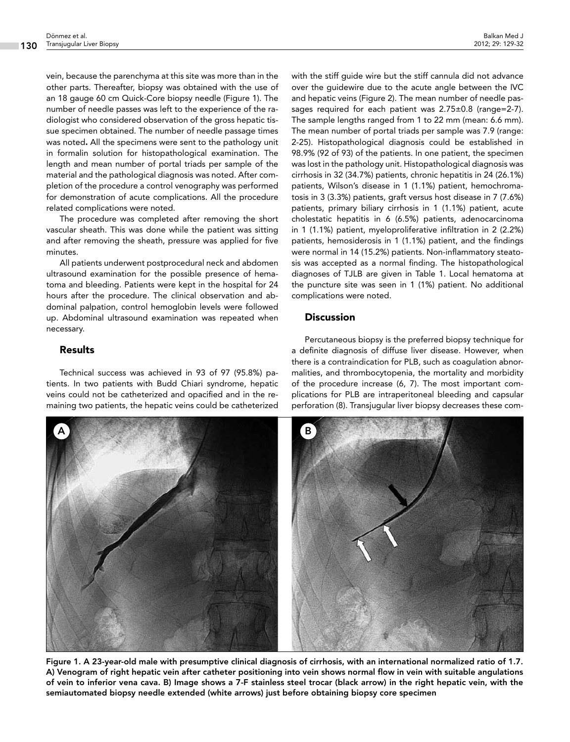vein, because the parenchyma at this site was more than in the other parts. Thereafter, biopsy was obtained with the use of an 18 gauge 60 cm Quick-Core biopsy needle (Figure 1). The number of needle passes was left to the experience of the radiologist who considered observation of the gross hepatic tissue specimen obtained. The number of needle passage times was noted**.** All the specimens were sent to the pathology unit in formalin solution for histopathological examination. The length and mean number of portal triads per sample of the material and the pathological diagnosis was noted. After completion of the procedure a control venography was performed for demonstration of acute complications. All the procedure related complications were noted.

The procedure was completed after removing the short vascular sheath. This was done while the patient was sitting and after removing the sheath, pressure was applied for five minutes.

All patients underwent postprocedural neck and abdomen ultrasound examination for the possible presence of hematoma and bleeding. Patients were kept in the hospital for 24 hours after the procedure. The clinical observation and abdominal palpation, control hemoglobin levels were followed up. Abdominal ultrasound examination was repeated when necessary.

## Results

Technical success was achieved in 93 of 97 (95.8%) patients. In two patients with Budd Chiari syndrome, hepatic veins could not be catheterized and opacified and in the remaining two patients, the hepatic veins could be catheterized with the stiff guide wire but the stiff cannula did not advance over the guidewire due to the acute angle between the IVC and hepatic veins (Figure 2). The mean number of needle passages required for each patient was 2.75±0.8 (range=2-7). The sample lengths ranged from 1 to 22 mm (mean: 6.6 mm). The mean number of portal triads per sample was 7.9 (range: 2-25). Histopathological diagnosis could be established in 98.9% (92 of 93) of the patients. In one patient, the specimen was lost in the pathology unit. Histopathological diagnosis was cirrhosis in 32 (34.7%) patients, chronic hepatitis in 24 (26.1%) patients, Wilson's disease in 1 (1.1%) patient, hemochromatosis in 3 (3.3%) patients, graft versus host disease in 7 (7.6%) patients, primary biliary cirrhosis in 1 (1.1%) patient, acute cholestatic hepatitis in 6 (6.5%) patients, adenocarcinoma in 1 (1.1%) patient, myeloproliferative infiltration in 2 (2.2%) patients, hemosiderosis in 1 (1.1%) patient, and the findings were normal in 14 (15.2%) patients. Non-inflammatory steatosis was accepted as a normal finding. The histopathological diagnoses of TJLB are given in Table 1. Local hematoma at the puncture site was seen in 1 (1%) patient. No additional complications were noted.

## Discussion

Percutaneous biopsy is the preferred biopsy technique for a definite diagnosis of diffuse liver disease. However, when there is a contraindication for PLB, such as coagulation abnormalities, and thrombocytopenia, the mortality and morbidity of the procedure increase (6, 7). The most important complications for PLB are intraperitoneal bleeding and capsular perforation (8). Transjugular liver biopsy decreases these com-

**Figure 1. A 23-year-old male with presumptive clinical diagnosis of cirrhosis, with an international normalized ratio of 1.7. A) Venogram of right hepatic vein after catheter positioning into vein shows normal flow in vein with suitable angulations of vein to inferior vena cava. B) Image shows a 7-F stainless steel trocar (black arrow) in the right hepatic vein, with the semiautomated biopsy needle extended (white arrows) just before obtaining biopsy core specimen**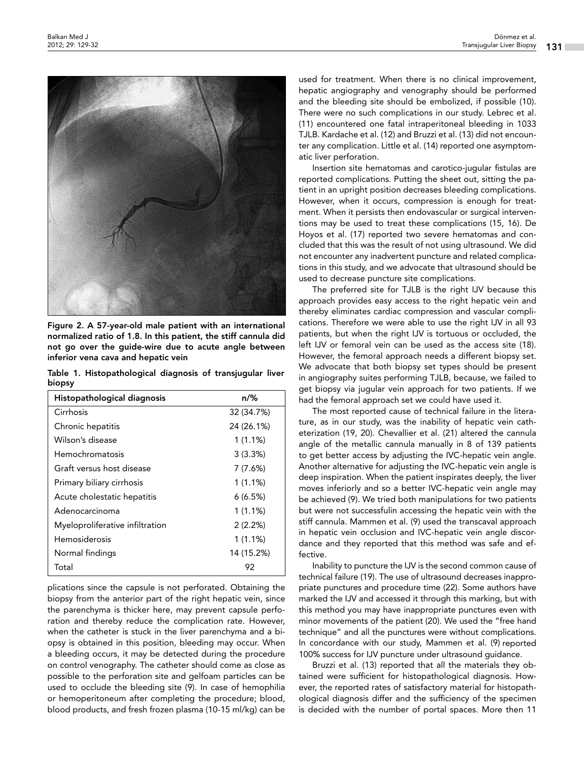Figure 2. A 57-year-old male patient with an international normalized ratio of 1.8. In this patient, the stiff cannula did not go over the guide-wire due to acute angle between inferior vena cava and hepatic vein

Table 1. Histopathological diagnosis of transjugular liver biopsy

| Histopathological diagnosis | n/% |
|---|---|
| Cirrhosis | 32 (34.7%) |
| Chronic hepatitis | 24 (26.1%) |
| Wilson's disease | 1 (1.1%) |
| Hemochromatosis | 3 (3.3%) |
| Graft versus host disease | 7 (7.6%) |
| Primary biliary cirrhosis | 1 (1.1%) |
| Acute cholestatic hepatitis | 6 (6.5%) |
| Adenocarcinoma | 1 (1.1%) |
| Myeloproliferative infiltration | 2 (2.2%) |
| Hemosiderosis | 1 (1.1%) |
| Normal findings | 14 (15.2%) |
| Total | 92 |

plications since the capsule is not perforated. Obtaining the biopsy from the anterior part of the right hepatic vein, since the parenchyma is thicker here, may prevent capsule perforation and thereby reduce the complication rate. However, when the catheter is stuck in the liver parenchyma and a biopsy is obtained in this position, bleeding may occur. When a bleeding occurs, it may be detected during the procedure on control venography. The catheter should come as close as possible to the perforation site and gelfoam particles can be used to occlude the bleeding site (9). In case of hemophilia or hemoperitoneum after completing the procedure; blood, blood products, and fresh frozen plasma (10-15 ml/kg) can be used for treatment. When there is no clinical improvement, hepatic angiography and venography should be performed and the bleeding site should be embolized, if possible (10). There were no such complications in our study. Lebrec et al. (11) encountered one fatal intraperitoneal bleeding in 1033 TJLB. Kardache et al. (12) and Bruzzi et al. (13) did not encounter any complication. Little et al. (14) reported one asymptomatic liver perforation.

Insertion site hematomas and carotico-jugular fistulas are reported complications. Putting the sheet out, sitting the patient in an upright position decreases bleeding complications. However, when it occurs, compression is enough for treatment. When it persists then endovascular or surgical interventions may be used to treat these complications (15, 16). De Hoyos et al. (17) reported two severe hematomas and concluded that this was the result of not using ultrasound. We did not encounter any inadvertent puncture and related complications in this study, and we advocate that ultrasound should be used to decrease puncture site complications.

The preferred site for TJLB is the right IJV because this approach provides easy access to the right hepatic vein and thereby eliminates cardiac compression and vascular complications. Therefore we were able to use the right IJV in all 93 patients, but when the right IJV is tortuous or occluded, the left IJV or femoral vein can be used as the access site (18). However, the femoral approach needs a different biopsy set. We advocate that both biopsy set types should be present in angiography suites performing TJLB, because, we failed to get biopsy via jugular vein approach for two patients. If we had the femoral approach set we could have used it.

The most reported cause of technical failure in the literature, as in our study, was the inability of hepatic vein catheterization (19, 20). Chevallier et al. (21) altered the cannula angle of the metallic cannula manually in 8 of 139 patients to get better access by adjusting the IVC-hepatic vein angle. Another alternative for adjusting the IVC-hepatic vein angle is deep inspiration. When the patient inspirates deeply, the liver moves inferiorly and so a better IVC-hepatic vein angle may be achieved (9). We tried both manipulations for two patients but were not successfulin accessing the hepatic vein with the stiff cannula. Mammen et al. (9) used the transcaval approach in hepatic vein occlusion and IVC-hepatic vein angle discordance and they reported that this method was safe and effective.

Inability to puncture the IJV is the second common cause of technical failure (19). The use of ultrasound decreases inappropriate punctures and procedure time (22). Some authors have marked the IJV and accessed it through this marking, but with this method you may have inappropriate punctures even with minor movements of the patient (20). We used the "free hand technique" and all the punctures were without complications. In concordance with our study, Mammen et al. (9) reported 100% success for IJV puncture under ultrasound guidance.

Bruzzi et al. (13) reported that all the materials they obtained were sufficient for histopathological diagnosis. However, the reported rates of satisfactory material for histopathological diagnosis differ and the sufficiency of the specimen is decided with the number of portal spaces. More then 11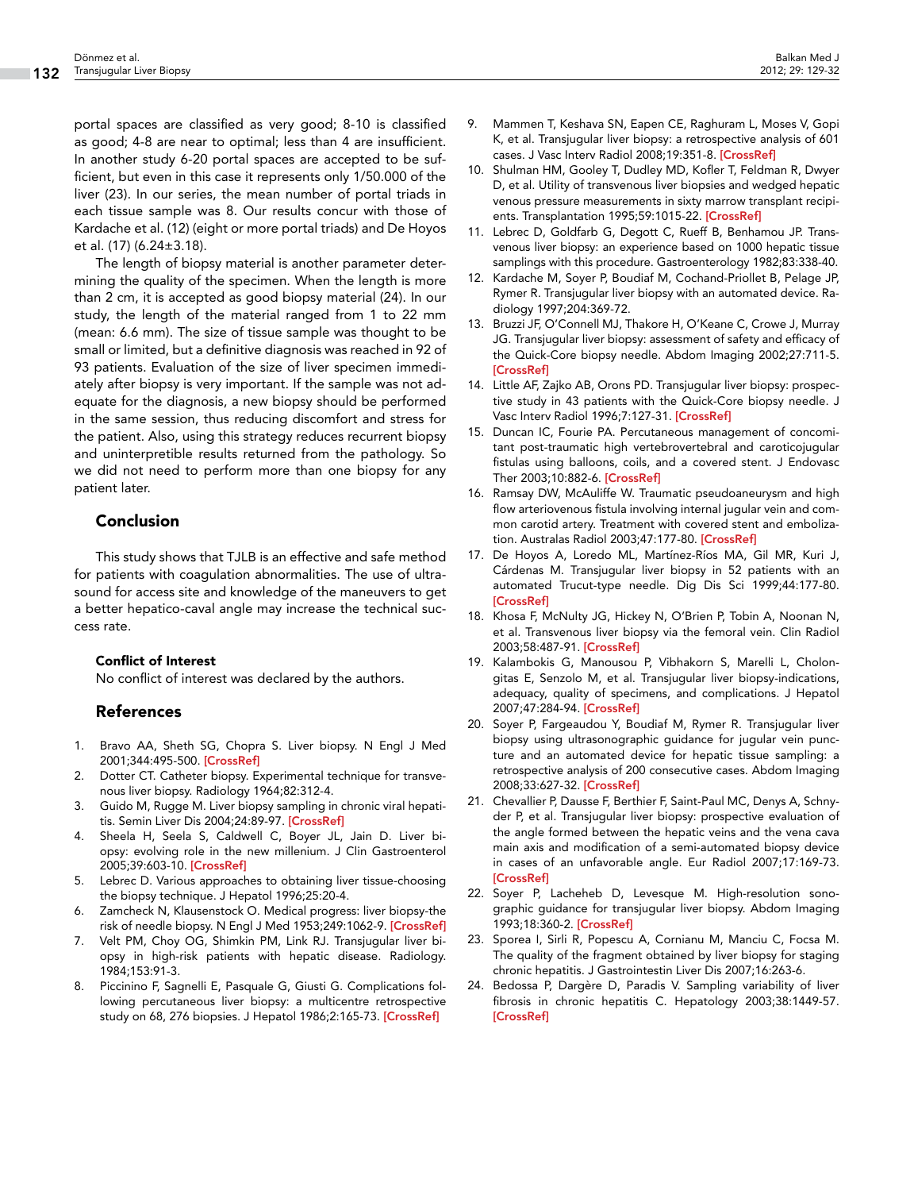portal spaces are classified as very good; 8-10 is classified as good; 4-8 are near to optimal; less than 4 are insufficient. In another study 6-20 portal spaces are accepted to be sufficient, but even in this case it represents only 1/50.000 of the liver (23). In our series, the mean number of portal triads in each tissue sample was 8. Our results concur with those of Kardache et al. (12) (eight or more portal triads) and De Hoyos et al. (17) (6.24±3.18).

The length of biopsy material is another parameter determining the quality of the specimen. When the length is more than 2 cm, it is accepted as good biopsy material (24). In our study, the length of the material ranged from 1 to 22 mm (mean: 6.6 mm). The size of tissue sample was thought to be small or limited, but a definitive diagnosis was reached in 92 of 93 patients. Evaluation of the size of liver specimen immediately after biopsy is very important. If the sample was not adequate for the diagnosis, a new biopsy should be performed in the same session, thus reducing discomfort and stress for the patient. Also, using this strategy reduces recurrent biopsy and uninterpretible results returned from the pathology. So we did not need to perform more than one biopsy for any patient later.

## Conclusion

This study shows that TJLB is an effective and safe method for patients with coagulation abnormalities. The use of ultrasound for access site and knowledge of the maneuvers to get a better hepatico-caval angle may increase the technical success rate.

### Conflict of Interest

No conflict of interest was declared by the authors.

## References

1. Bravo AA, Sheth SG, Chopra S. Liver biopsy. N Engl J Med 2001;344:495-500. [CrossRef]
2. Dotter CT. Catheter biopsy. Experimental technique for transvenous liver biopsy. Radiology 1964;82:312-4.
3. Guido M, Rugge M. Liver biopsy sampling in chronic viral hepatitis. Semin Liver Dis 2004;24:89-97. [CrossRef]
4. Sheela H, Seela S, Caldwell C, Boyer JL, Jain D. Liver biopsy: evolving role in the new millenium. J Clin Gastroenterol 2005;39:603-10. [CrossRef]
5. Lebrec D. Various approaches to obtaining liver tissue-choosing the biopsy technique. J Hepatol 1996;25:20-4.
6. Zamcheck N, Klausenstock O. Medical progress: liver biopsy-the risk of needle biopsy. N Engl J Med 1953;249:1062-9. [CrossRef]
7. Velt PM, Choy OG, Shimkin PM, Link RJ. Transjugular liver biopsy in high-risk patients with hepatic disease. Radiology. 1984;153:91-3.
8. Piccinino F, Sagnelli E, Pasquale G, Giusti G. Complications following percutaneous liver biopsy: a multicentre retrospective study on 68, 276 biopsies. J Hepatol 1986;2:165-73. [CrossRef]
9. Mammen T, Keshava SN, Eapen CE, Raghuram L, Moses V, Gopi K, et al. Transjugular liver biopsy: a retrospective analysis of 601 cases. J Vasc Interv Radiol 2008;19:351-8. [CrossRef]
10. Shulman HM, Gooley T, Dudley MD, Kofler T, Feldman R, Dwyer D, et al. Utility of transvenous liver biopsies and wedged hepatic venous pressure measurements in sixty marrow transplant recipients. Transplantation 1995;59:1015-22. [CrossRef]
11. Lebrec D, Goldfarb G, Degott C, Rueff B, Benhamou JP. Transvenous liver biopsy: an experience based on 1000 hepatic tissue samplings with this procedure. Gastroenterology 1982;83:338-40.
12. Kardache M, Soyer P, Boudiaf M, Cochand-Priollet B, Pelage JP, Rymer R. Transjugular liver biopsy with an automated device. Radiology 1997;204:369-72.
13. Bruzzi JF, O'Connell MJ, Thakore H, O'Keane C, Crowe J, Murray JG. Transjugular liver biopsy: assessment of safety and efficacy of the Quick-Core biopsy needle. Abdom Imaging 2002;27:711-5. [CrossRef]
14. Little AF, Zajko AB, Orons PD. Transjugular liver biopsy: prospective study in 43 patients with the Quick-Core biopsy needle. J Vasc Interv Radiol 1996;7:127-31. [CrossRef]
15. Duncan IC, Fourie PA. Percutaneous management of concomitant post-traumatic high vertebrovertebral and caroticojugular fistulas using balloons, coils, and a covered stent. J Endovasc Ther 2003;10:882-6. [CrossRef]
16. Ramsay DW, McAuliffe W. Traumatic pseudoaneurysm and high flow arteriovenous fistula involving internal jugular vein and common carotid artery. Treatment with covered stent and embolization. Australas Radiol 2003;47:177-80. [CrossRef]
17. De Hoyos A, Loredo ML, Martínez-Ríos MA, Gil MR, Kuri J, Cárdenas M. Transjugular liver biopsy in 52 patients with an automated Trucut-type needle. Dig Dis Sci 1999;44:177-80. [CrossRef]
18. Khosa F, McNulty JG, Hickey N, O'Brien P, Tobin A, Noonan N, et al. Transvenous liver biopsy via the femoral vein. Clin Radiol 2003;58:487-91. [CrossRef]
19. Kalambokis G, Manousou P, Vibhakorn S, Marelli L, Cholongitas E, Senzolo M, et al. Transjugular liver biopsy-indications, adequacy, quality of specimens, and complications. J Hepatol 2007;47:284-94. [CrossRef]
20. Soyer P, Fargeaudou Y, Boudiaf M, Rymer R. Transjugular liver biopsy using ultrasonographic guidance for jugular vein puncture and an automated device for hepatic tissue sampling: a retrospective analysis of 200 consecutive cases. Abdom Imaging 2008;33:627-32. [CrossRef]
21. Chevallier P, Dausse F, Berthier F, Saint-Paul MC, Denys A, Schnyder P, et al. Transjugular liver biopsy: prospective evaluation of the angle formed between the hepatic veins and the vena cava main axis and modification of a semi-automated biopsy device in cases of an unfavorable angle. Eur Radiol 2007;17:169-73. [CrossRef]
22. Soyer P, Lacheheb D, Levesque M. High-resolution sonographic guidance for transjugular liver biopsy. Abdom Imaging 1993;18:360-2. [CrossRef]
23. Sporea I, Sirli R, Popescu A, Cornianu M, Manciu C, Focsa M. The quality of the fragment obtained by liver biopsy for staging chronic hepatitis. J Gastrointestin Liver Dis 2007;16:263-6.
24. Bedossa P, Dargère D, Paradis V. Sampling variability of liver fibrosis in chronic hepatitis C. Hepatology 2003;38:1449-57. [CrossRef]